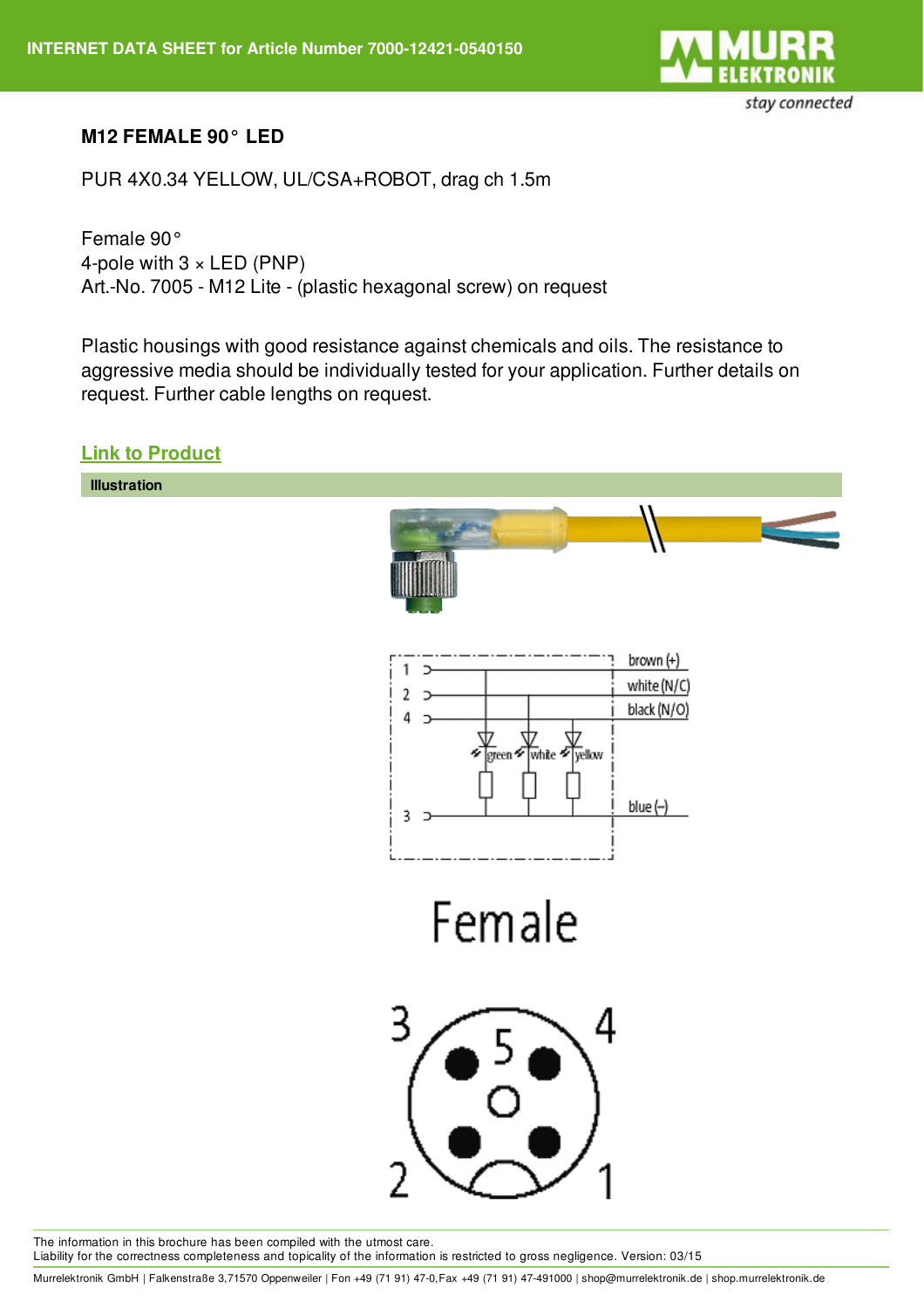INTERNET DATA SHEET for Article Number 7000-12421-0540150

# M12 FEMALE 90° LED

PUR 4X0.34 YELLOW, UL/CSA+ROBOT, drag ch 1.5m

Female 90°
4-pole with 3 × LED (PNP)
Art.-No. 7005 - M12 Lite - (plastic hexagonal screw) on request

Plastic housings with good resistance against chemicals and oils. The resistance to aggressive media should be individually tested for your application. Further details on request. Further cable lengths on request.

[Link to Product]

## Illustration

1 brown (+)
2 white (N/C)
4 black (N/O)
green white yellow
3 blue (–)

Female

3 4
5
2 1

The information in this brochure has been compiled with the utmost care.
Liability for the correctness completeness and topicality of the information is restricted to gross negligence. Version: 03/15

Murrelektronik GmbH | Falkenstraße 3,71570 Oppenweiler | Fon +49 (71 91) 47-0,Fax +49 (71 91) 47-491000 | shop@murrelektronik.de | shop.murrelektronik.de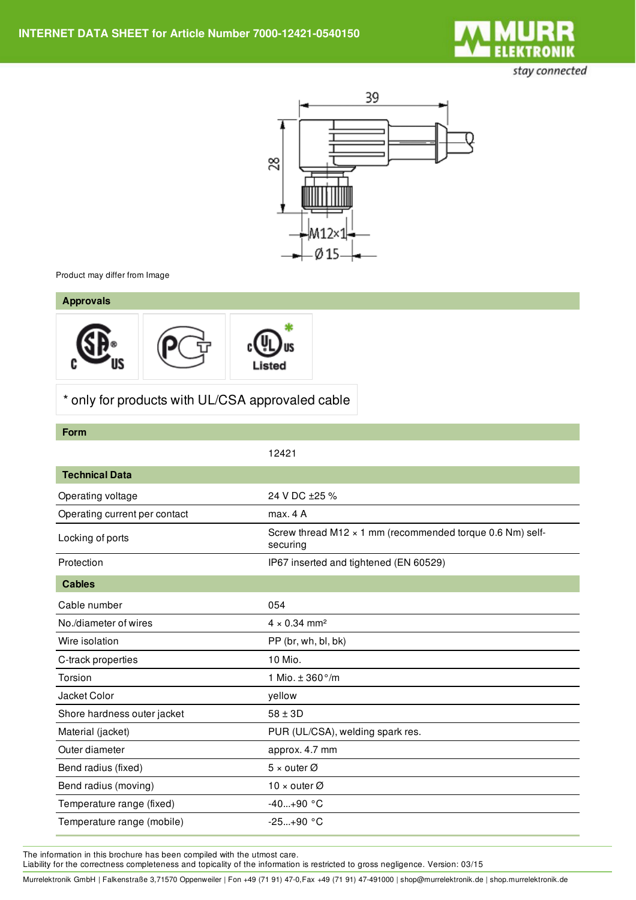# INTERNET DATA SHEET for Article Number 7000-12421-0540150

Product may differ from Image

## Approvals

* only for products with UL/CSA approvaled cable

## Form

| | |
|---|---|
| | 12421 |

## Technical Data

| | |
|---|---|
| Operating voltage | 24 V DC ±25 % |
| Operating current per contact | max. 4 A |
| Locking of ports | Screw thread M12 × 1 mm (recommended torque 0.6 Nm) self-securing |
| Protection | IP67 inserted and tightened (EN 60529) |

## Cables

| | |
|---|---|
| Cable number | 054 |
| No./diameter of wires | 4 × 0.34 mm² |
| Wire isolation | PP (br, wh, bl, bk) |
| C-track properties | 10 Mio. |
| Torsion | 1 Mio. ± 360°/m |
| Jacket Color | yellow |
| Shore hardness outer jacket | 58 ± 3D |
| Material (jacket) | PUR (UL/CSA), welding spark res. |
| Outer diameter | approx. 4.7 mm |
| Bend radius (fixed) | 5 × outer Ø |
| Bend radius (moving) | 10 × outer Ø |
| Temperature range (fixed) | -40...+90 °C |
| Temperature range (mobile) | -25...+90 °C |

The information in this brochure has been compiled with the utmost care.
Liability for the correctness completeness and topicality of the information is restricted to gross negligence. Version: 03/15

Murrelektronik GmbH | Falkenstraße 3,71570 Oppenweiler | Fon +49 (71 91) 47-0,Fax +49 (71 91) 47-491000 | shop@murrelektronik.de | shop.murrelektronik.de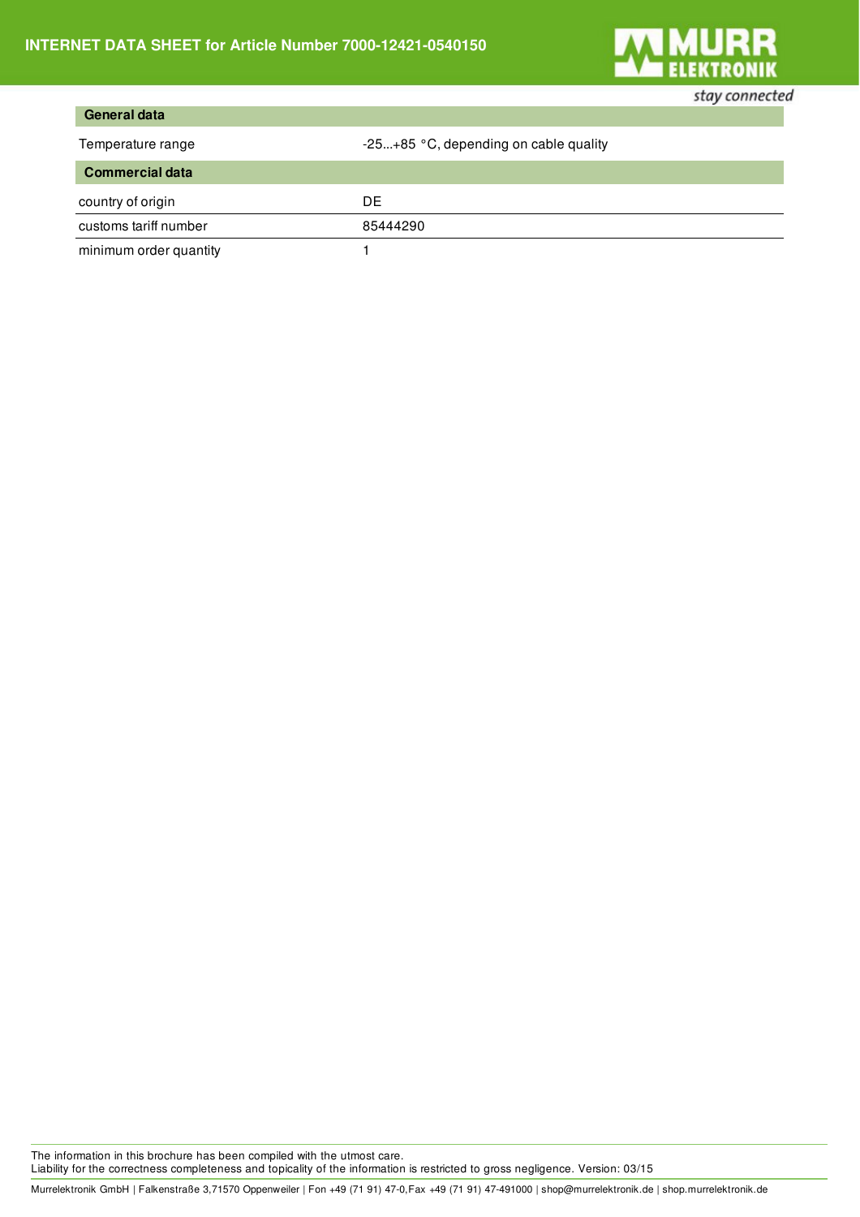| General data | |
|---|---|
| Temperature range | -25...+85 °C, depending on cable quality |

| Commercial data | |
|---|---|
| country of origin | DE |
| customs tariff number | 85444290 |
| minimum order quantity | 1 |

The information in this brochure has been compiled with the utmost care.
Liability for the correctness completeness and topicality of the information is restricted to gross negligence. Version: 03/15

Murrelektronik GmbH | Falkenstraße 3,71570 Oppenweiler | Fon +49 (71 91) 47-0,Fax +49 (71 91) 47-491000 | shop@murrelektronik.de | shop.murrelektronik.de